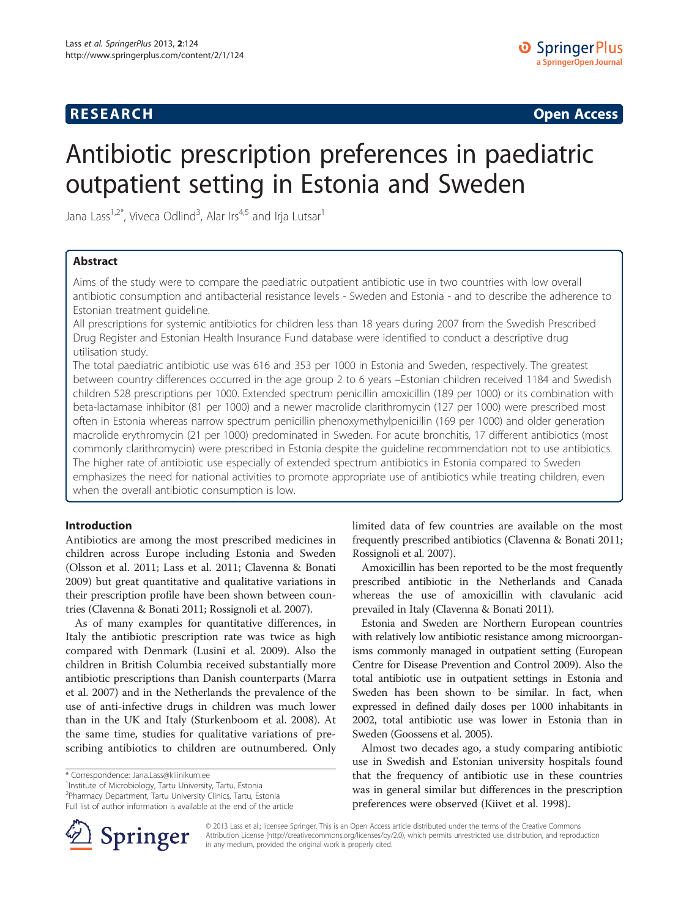**RESEARCH** **Open Access**

# Antibiotic prescription preferences in paediatric outpatient setting in Estonia and Sweden

Jana Lass[1,2*], Viveca Odlind[3], Alar Irs[4,5] and Irja Lutsar[1]

## Abstract

Aims of the study were to compare the paediatric outpatient antibiotic use in two countries with low overall antibiotic consumption and antibacterial resistance levels - Sweden and Estonia - and to describe the adherence to Estonian treatment guideline.

All prescriptions for systemic antibiotics for children less than 18 years during 2007 from the Swedish Prescribed Drug Register and Estonian Health Insurance Fund database were identified to conduct a descriptive drug utilisation study.

The total paediatric antibiotic use was 616 and 353 per 1000 in Estonia and Sweden, respectively. The greatest between country differences occurred in the age group 2 to 6 years –Estonian children received 1184 and Swedish children 528 prescriptions per 1000. Extended spectrum penicillin amoxicillin (189 per 1000) or its combination with beta-lactamase inhibitor (81 per 1000) and a newer macrolide clarithromycin (127 per 1000) were prescribed most often in Estonia whereas narrow spectrum penicillin phenoxymethylpenicillin (169 per 1000) and older generation macrolide erythromycin (21 per 1000) predominated in Sweden. For acute bronchitis, 17 different antibiotics (most commonly clarithromycin) were prescribed in Estonia despite the guideline recommendation not to use antibiotics. The higher rate of antibiotic use especially of extended spectrum antibiotics in Estonia compared to Sweden emphasizes the need for national activities to promote appropriate use of antibiotics while treating children, even when the overall antibiotic consumption is low.

## Introduction

Antibiotics are among the most prescribed medicines in children across Europe including Estonia and Sweden (Olsson et al. 2011; Lass et al. 2011; Clavenna & Bonati 2009) but great quantitative and qualitative variations in their prescription profile have been shown between countries (Clavenna & Bonati 2011; Rossignoli et al. 2007).

As of many examples for quantitative differences, in Italy the antibiotic prescription rate was twice as high compared with Denmark (Lusini et al. 2009). Also the children in British Columbia received substantially more antibiotic prescriptions than Danish counterparts (Marra et al. 2007) and in the Netherlands the prevalence of the use of anti-infective drugs in children was much lower than in the UK and Italy (Sturkenboom et al. 2008). At the same time, studies for qualitative variations of prescribing antibiotics to children are outnumbered. Only limited data of few countries are available on the most frequently prescribed antibiotics (Clavenna & Bonati 2011; Rossignoli et al. 2007).

Amoxicillin has been reported to be the most frequently prescribed antibiotic in the Netherlands and Canada whereas the use of amoxicillin with clavulanic acid prevailed in Italy (Clavenna & Bonati 2011).

Estonia and Sweden are Northern European countries with relatively low antibiotic resistance among microorganisms commonly managed in outpatient setting (European Centre for Disease Prevention and Control 2009). Also the total antibiotic use in outpatient settings in Estonia and Sweden has been shown to be similar. In fact, when expressed in defined daily doses per 1000 inhabitants in 2002, total antibiotic use was lower in Estonia than in Sweden (Goossens et al. 2005).

Almost two decades ago, a study comparing antibiotic use in Swedish and Estonian university hospitals found that the frequency of antibiotic use in these countries was in general similar but differences in the prescription preferences were observed (Kiivet et al. 1998).

* Correspondence: Jana.Lass@kliinikum.ee
[1]Institute of Microbiology, Tartu University, Tartu, Estonia
[2]Pharmacy Department, Tartu University Clinics, Tartu, Estonia
Full list of author information is available at the end of the article

© 2013 Lass et al.; licensee Springer. This is an Open Access article distributed under the terms of the Creative Commons Attribution License (http://creativecommons.org/licenses/by/2.0), which permits unrestricted use, distribution, and reproduction in any medium, provided the original work is properly cited.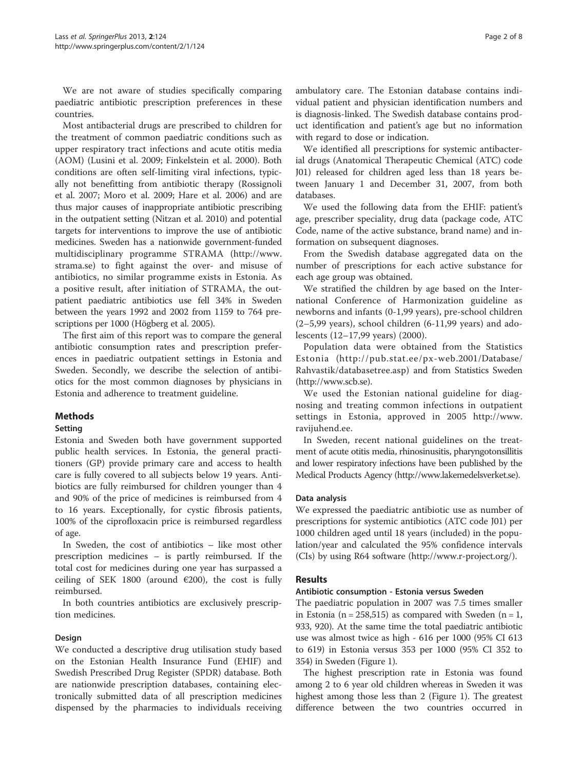We are not aware of studies specifically comparing paediatric antibiotic prescription preferences in these countries.

Most antibacterial drugs are prescribed to children for the treatment of common paediatric conditions such as upper respiratory tract infections and acute otitis media (AOM) (Lusini et al. 2009; Finkelstein et al. 2000). Both conditions are often self-limiting viral infections, typically not benefitting from antibiotic therapy (Rossignoli et al. 2007; Moro et al. 2009; Hare et al. 2006) and are thus major causes of inappropriate antibiotic prescribing in the outpatient setting (Nitzan et al. 2010) and potential targets for interventions to improve the use of antibiotic medicines. Sweden has a nationwide government-funded multidisciplinary programme STRAMA (http://www.strama.se) to fight against the over- and misuse of antibiotics, no similar programme exists in Estonia. As a positive result, after initiation of STRAMA, the outpatient paediatric antibiotics use fell 34% in Sweden between the years 1992 and 2002 from 1159 to 764 prescriptions per 1000 (Högberg et al. 2005).

The first aim of this report was to compare the general antibiotic consumption rates and prescription preferences in paediatric outpatient settings in Estonia and Sweden. Secondly, we describe the selection of antibiotics for the most common diagnoses by physicians in Estonia and adherence to treatment guideline.

## Methods

### Setting

Estonia and Sweden both have government supported public health services. In Estonia, the general practitioners (GP) provide primary care and access to health care is fully covered to all subjects below 19 years. Antibiotics are fully reimbursed for children younger than 4 and 90% of the price of medicines is reimbursed from 4 to 16 years. Exceptionally, for cystic fibrosis patients, 100% of the ciprofloxacin price is reimbursed regardless of age.

In Sweden, the cost of antibiotics – like most other prescription medicines – is partly reimbursed. If the total cost for medicines during one year has surpassed a ceiling of SEK 1800 (around €200), the cost is fully reimbursed.

In both countries antibiotics are exclusively prescription medicines.

### Design

We conducted a descriptive drug utilisation study based on the Estonian Health Insurance Fund (EHIF) and Swedish Prescribed Drug Register (SPDR) database. Both are nationwide prescription databases, containing electronically submitted data of all prescription medicines dispensed by the pharmacies to individuals receiving ambulatory care. The Estonian database contains individual patient and physician identification numbers and is diagnosis-linked. The Swedish database contains product identification and patient's age but no information with regard to dose or indication.

We identified all prescriptions for systemic antibacterial drugs (Anatomical Therapeutic Chemical (ATC) code J01) released for children aged less than 18 years between January 1 and December 31, 2007, from both databases.

We used the following data from the EHIF: patient's age, prescriber speciality, drug data (package code, ATC Code, name of the active substance, brand name) and information on subsequent diagnoses.

From the Swedish database aggregated data on the number of prescriptions for each active substance for each age group was obtained.

We stratified the children by age based on the International Conference of Harmonization guideline as newborns and infants (0-1,99 years), pre-school children (2–5,99 years), school children (6-11,99 years) and adolescents (12–17,99 years) (2000).

Population data were obtained from the Statistics Estonia (http://pub.stat.ee/px-web.2001/Database/Rahvastik/databasetree.asp) and from Statistics Sweden (http://www.scb.se).

We used the Estonian national guideline for diagnosing and treating common infections in outpatient settings in Estonia, approved in 2005 http://www.ravijuhend.ee.

In Sweden, recent national guidelines on the treatment of acute otitis media, rhinosinusitis, pharyngotonsillitis and lower respiratory infections have been published by the Medical Products Agency (http://www.lakemedelsverket.se).

### Data analysis

We expressed the paediatric antibiotic use as number of prescriptions for systemic antibiotics (ATC code J01) per 1000 children aged until 18 years (included) in the population/year and calculated the 95% confidence intervals (CIs) by using R64 software (http://www.r-project.org/).

## Results

### Antibiotic consumption - Estonia versus Sweden

The paediatric population in 2007 was 7.5 times smaller in Estonia (n = 258,515) as compared with Sweden (n = 1, 933, 920). At the same time the total paediatric antibiotic use was almost twice as high - 616 per 1000 (95% CI 613 to 619) in Estonia versus 353 per 1000 (95% CI 352 to 354) in Sweden (Figure 1).

The highest prescription rate in Estonia was found among 2 to 6 year old children whereas in Sweden it was highest among those less than 2 (Figure 1). The greatest difference between the two countries occurred in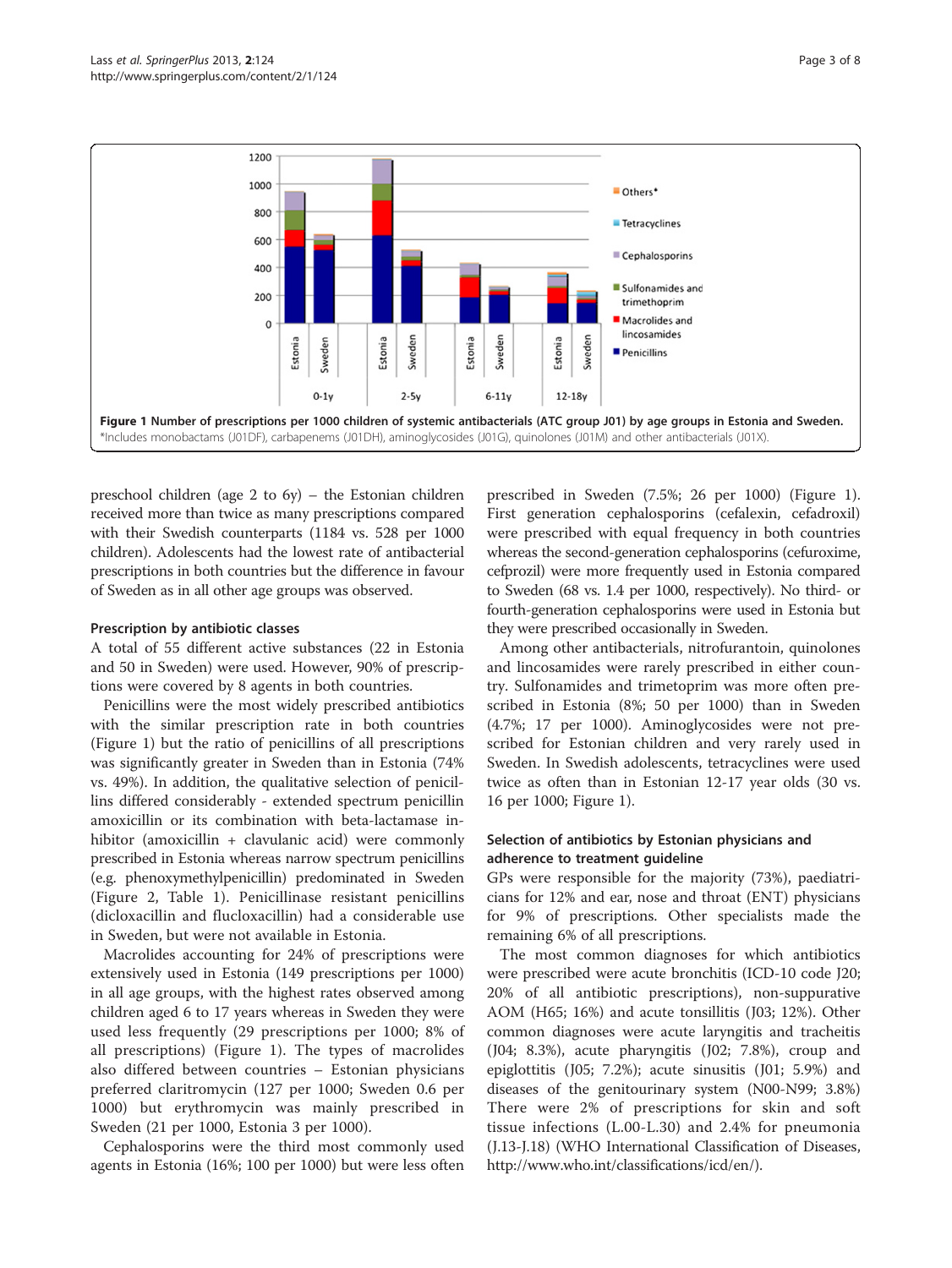**Figure 1 Number of prescriptions per 1000 children of systemic antibacterials (ATC group J01) by age groups in Estonia and Sweden.** *Includes monobactams (J01DF), carbapenems (J01DH), aminoglycosides (J01G), quinolones (J01M) and other antibacterials (J01X).

preschool children (age 2 to 6y) – the Estonian children received more than twice as many prescriptions compared with their Swedish counterparts (1184 vs. 528 per 1000 children). Adolescents had the lowest rate of antibacterial prescriptions in both countries but the difference in favour of Sweden as in all other age groups was observed.

### Prescription by antibiotic classes

A total of 55 different active substances (22 in Estonia and 50 in Sweden) were used. However, 90% of prescriptions were covered by 8 agents in both countries.

Penicillins were the most widely prescribed antibiotics with the similar prescription rate in both countries (Figure 1) but the ratio of penicillins of all prescriptions was significantly greater in Sweden than in Estonia (74% vs. 49%). In addition, the qualitative selection of penicillins differed considerably - extended spectrum penicillin amoxicillin or its combination with beta-lactamase inhibitor (amoxicillin + clavulanic acid) were commonly prescribed in Estonia whereas narrow spectrum penicillins (e.g. phenoxymethylpenicillin) predominated in Sweden (Figure 2, Table 1). Penicillinase resistant penicillins (dicloxacillin and flucloxacillin) had a considerable use in Sweden, but were not available in Estonia.

Macrolides accounting for 24% of prescriptions were extensively used in Estonia (149 prescriptions per 1000) in all age groups, with the highest rates observed among children aged 6 to 17 years whereas in Sweden they were used less frequently (29 prescriptions per 1000; 8% of all prescriptions) (Figure 1). The types of macrolides also differed between countries – Estonian physicians preferred claritromycin (127 per 1000; Sweden 0.6 per 1000) but erythromycin was mainly prescribed in Sweden (21 per 1000, Estonia 3 per 1000).

Cephalosporins were the third most commonly used agents in Estonia (16%; 100 per 1000) but were less often prescribed in Sweden (7.5%; 26 per 1000) (Figure 1). First generation cephalosporins (cefalexin, cefadroxil) were prescribed with equal frequency in both countries whereas the second-generation cephalosporins (cefuroxime, cefprozil) were more frequently used in Estonia compared to Sweden (68 vs. 1.4 per 1000, respectively). No third- or fourth-generation cephalosporins were used in Estonia but they were prescribed occasionally in Sweden.

Among other antibacterials, nitrofurantoin, quinolones and lincosamides were rarely prescribed in either country. Sulfonamides and trimetoprim was more often prescribed in Estonia (8%; 50 per 1000) than in Sweden (4.7%; 17 per 1000). Aminoglycosides were not prescribed for Estonian children and very rarely used in Sweden. In Swedish adolescents, tetracyclines were used twice as often than in Estonian 12-17 year olds (30 vs. 16 per 1000; Figure 1).

### Selection of antibiotics by Estonian physicians and adherence to treatment guideline

GPs were responsible for the majority (73%), paediatricians for 12% and ear, nose and throat (ENT) physicians for 9% of prescriptions. Other specialists made the remaining 6% of all prescriptions.

The most common diagnoses for which antibiotics were prescribed were acute bronchitis (ICD-10 code J20; 20% of all antibiotic prescriptions), non-suppurative AOM (H65; 16%) and acute tonsillitis (J03; 12%). Other common diagnoses were acute laryngitis and tracheitis (J04; 8.3%), acute pharyngitis (J02; 7.8%), croup and epiglottitis (J05; 7.2%); acute sinusitis (J01; 5.9%) and diseases of the genitourinary system (N00-N99; 3.8%) There were 2% of prescriptions for skin and soft tissue infections (L.00-L.30) and 2.4% for pneumonia (J.13-J.18) (WHO International Classification of Diseases, http://www.who.int/classifications/icd/en/).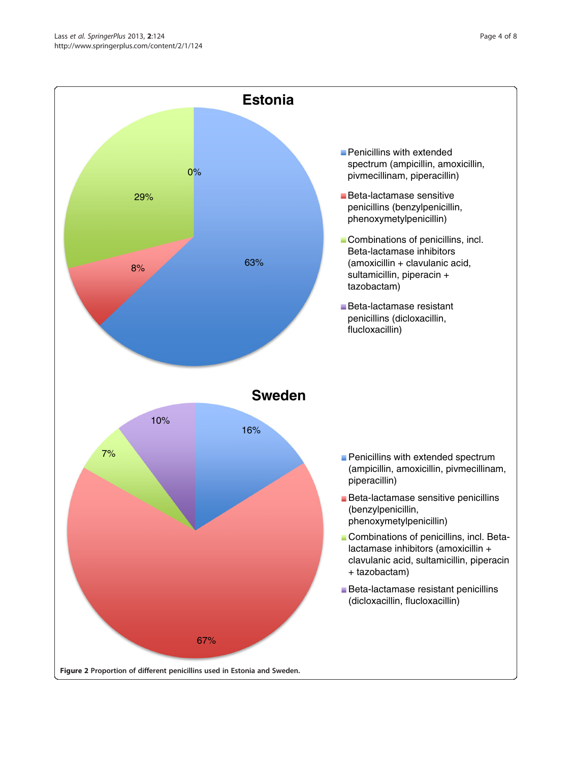**Figure 2** Proportion of different penicillins used in Estonia and Sweden.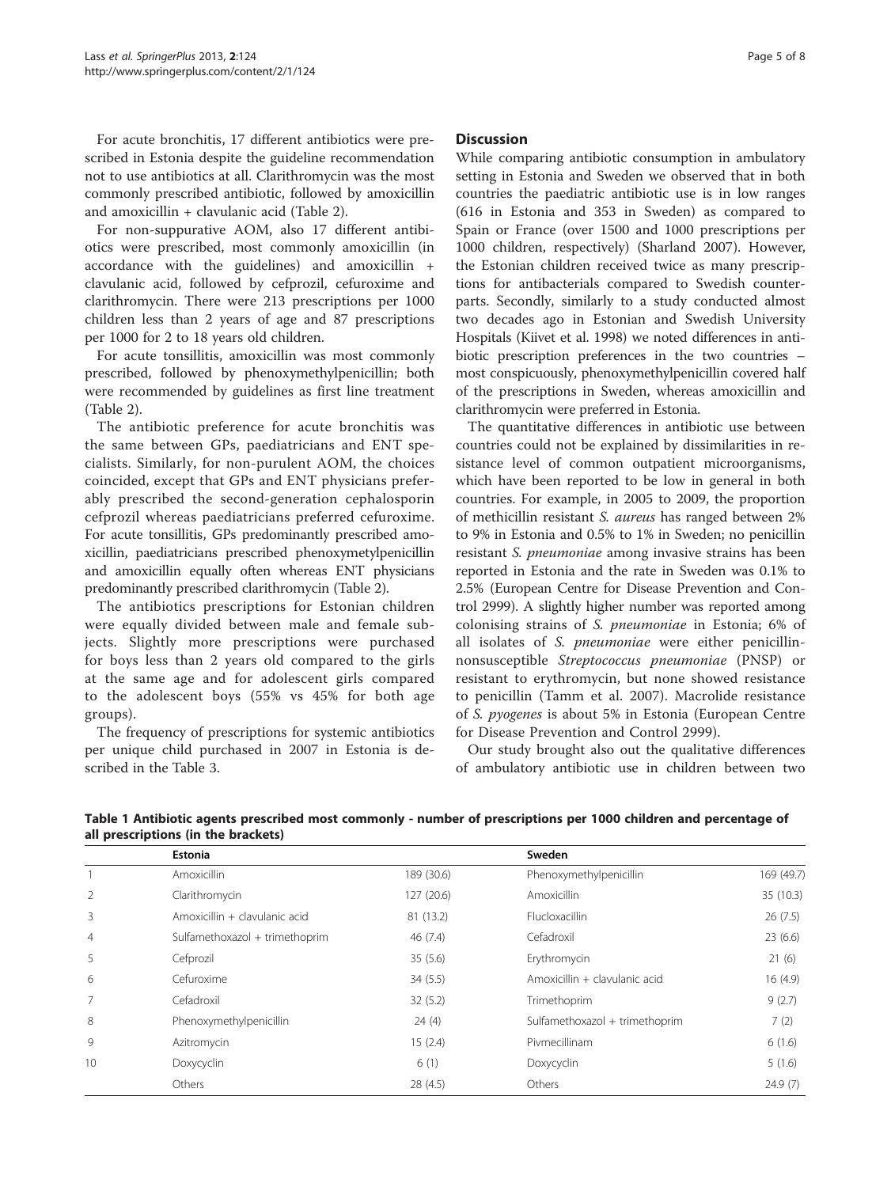For acute bronchitis, 17 different antibiotics were prescribed in Estonia despite the guideline recommendation not to use antibiotics at all. Clarithromycin was the most commonly prescribed antibiotic, followed by amoxicillin and amoxicillin + clavulanic acid (Table 2).

For non-suppurative AOM, also 17 different antibiotics were prescribed, most commonly amoxicillin (in accordance with the guidelines) and amoxicillin + clavulanic acid, followed by cefprozil, cefuroxime and clarithromycin. There were 213 prescriptions per 1000 children less than 2 years of age and 87 prescriptions per 1000 for 2 to 18 years old children.

For acute tonsillitis, amoxicillin was most commonly prescribed, followed by phenoxymethylpenicillin; both were recommended by guidelines as first line treatment (Table 2).

The antibiotic preference for acute bronchitis was the same between GPs, paediatricians and ENT specialists. Similarly, for non-purulent AOM, the choices coincided, except that GPs and ENT physicians preferably prescribed the second-generation cephalosporin cefprozil whereas paediatricians preferred cefuroxime. For acute tonsillitis, GPs predominantly prescribed amoxicillin, paediatricians prescribed phenoxymetylpenicillin and amoxicillin equally often whereas ENT physicians predominantly prescribed clarithromycin (Table 2).

The antibiotics prescriptions for Estonian children were equally divided between male and female subjects. Slightly more prescriptions were purchased for boys less than 2 years old compared to the girls at the same age and for adolescent girls compared to the adolescent boys (55% vs 45% for both age groups).

The frequency of prescriptions for systemic antibiotics per unique child purchased in 2007 in Estonia is described in the Table 3.

## Discussion

While comparing antibiotic consumption in ambulatory setting in Estonia and Sweden we observed that in both countries the paediatric antibiotic use is in low ranges (616 in Estonia and 353 in Sweden) as compared to Spain or France (over 1500 and 1000 prescriptions per 1000 children, respectively) (Sharland 2007). However, the Estonian children received twice as many prescriptions for antibacterials compared to Swedish counterparts. Secondly, similarly to a study conducted almost two decades ago in Estonian and Swedish University Hospitals (Kiivet et al. 1998) we noted differences in antibiotic prescription preferences in the two countries – most conspicuously, phenoxymethylpenicillin covered half of the prescriptions in Sweden, whereas amoxicillin and clarithromycin were preferred in Estonia.

The quantitative differences in antibiotic use between countries could not be explained by dissimilarities in resistance level of common outpatient microorganisms, which have been reported to be low in general in both countries. For example, in 2005 to 2009, the proportion of methicillin resistant *S. aureus* has ranged between 2% to 9% in Estonia and 0.5% to 1% in Sweden; no penicillin resistant *S. pneumoniae* among invasive strains has been reported in Estonia and the rate in Sweden was 0.1% to 2.5% (European Centre for Disease Prevention and Control 2999). A slightly higher number was reported among colonising strains of *S. pneumoniae* in Estonia; 6% of all isolates of *S. pneumoniae* were either penicillin-nonsusceptible *Streptococcus pneumoniae* (PNSP) or resistant to erythromycin, but none showed resistance to penicillin (Tamm et al. 2007). Macrolide resistance of *S. pyogenes* is about 5% in Estonia (European Centre for Disease Prevention and Control 2999).

Our study brought also out the qualitative differences of ambulatory antibiotic use in children between two

**Table 1 Antibiotic agents prescribed most commonly - number of prescriptions per 1000 children and percentage of all prescriptions (in the brackets)**

| | Estonia | | Sweden | |
|---|---|---|---|---|
| 1 | Amoxicillin | 189 (30.6) | Phenoxymethylpenicillin | 169 (49.7) |
| 2 | Clarithromycin | 127 (20.6) | Amoxicillin | 35 (10.3) |
| 3 | Amoxicillin + clavulanic acid | 81 (13.2) | Flucloxacillin | 26 (7.5) |
| 4 | Sulfamethoxazol + trimethoprim | 46 (7.4) | Cefadroxil | 23 (6.6) |
| 5 | Cefprozil | 35 (5.6) | Erythromycin | 21 (6) |
| 6 | Cefuroxime | 34 (5.5) | Amoxicillin + clavulanic acid | 16 (4.9) |
| 7 | Cefadroxil | 32 (5.2) | Trimethoprim | 9 (2.7) |
| 8 | Phenoxymethylpenicillin | 24 (4) | Sulfamethoxazol + trimethoprim | 7 (2) |
| 9 | Azitromycin | 15 (2.4) | Pivmecillinam | 6 (1.6) |
| 10 | Doxycyclin | 6 (1) | Doxycyclin | 5 (1.6) |
| | Others | 28 (4.5) | Others | 24.9 (7) |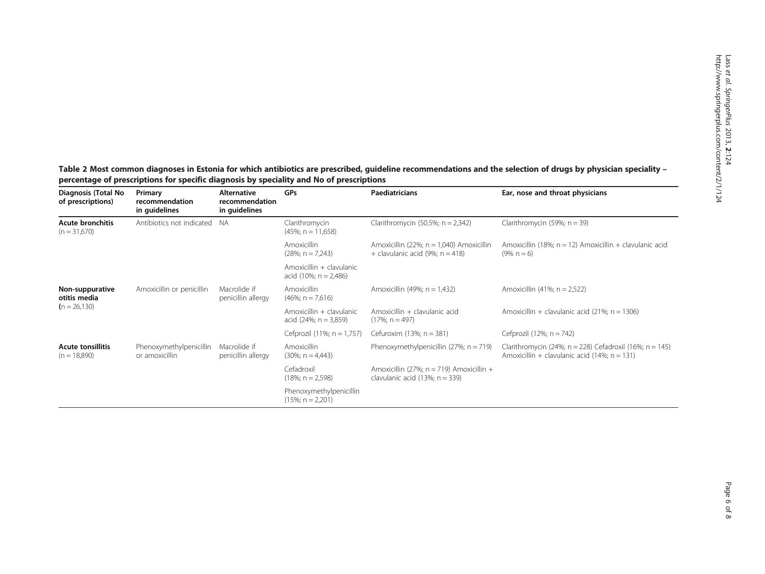**Table 2 Most common diagnoses in Estonia for which antibiotics are prescribed, guideline recommendations and the selection of drugs by physician speciality – percentage of prescriptions for specific diagnosis by speciality and No of prescriptions**

| Diagnosis (Total No of prescriptions) | Primary recommendation in guidelines | Alternative recommendation in guidelines | GPs | Paediatricians | Ear, nose and throat physicians |
|---|---|---|---|---|---|
| **Acute bronchitis** (n = 31,670) | Antibiotics not indicated | NA | Clarithromycin (45%; n = 11,658) | Clarithromycin (50.5%; n = 2,342) | Clarithromycin (59%; n = 39) |
| | | | Amoxicillin (28%; n = 7,243) | Amoxicillin (22%; n = 1,040) Amoxicillin + clavulanic acid (9%; n = 418) | Amoxicillin (18%; n = 12) Amoxicillin + clavulanic acid (9% n = 6) |
| | | | Amoxicillin + clavulanic acid (10%; n = 2,486) | | |
| **Non-suppurative otitis media** (n = 26,130) | Amoxicillin or penicillin | Macrolide if penicillin allergy | Amoxicillin (46%; n = 7,616) | Amoxicillin (49%; n = 1,432) | Amoxicillin (41%; n = 2,522) |
| | | | Amoxicillin + clavulanic acid (24%; n = 3,859) | Amoxicillin + clavulanic acid (17%; n = 497) | Amoxicillin + clavulanic acid (21%; n = 1306) |
| | | | Cefprozil (11%; n = 1,757) | Cefuroxim (13%; n = 381) | Cefprozil (12%; n = 742) |
| **Acute tonsillitis** (n = 18,890) | Phenoxymethylpenicillin or amoxicillin | Macrolide if penicillin allergy | Amoxicillin (30%; n = 4,443) | Phenoxymethylpenicillin (27%; n = 719) | Clarithromycin (24%; n = 228) Cefadroxil (16%; n = 145) Amoxicillin + clavulanic acid (14%; n = 131) |
| | | | Cefadroxil (18%; n = 2,598) | Amoxicillin (27%; n = 719) Amoxicillin + clavulanic acid (13%; n = 339) | |
| | | | Phenoxymethylpenicillin (15%; n = 2,201) | | |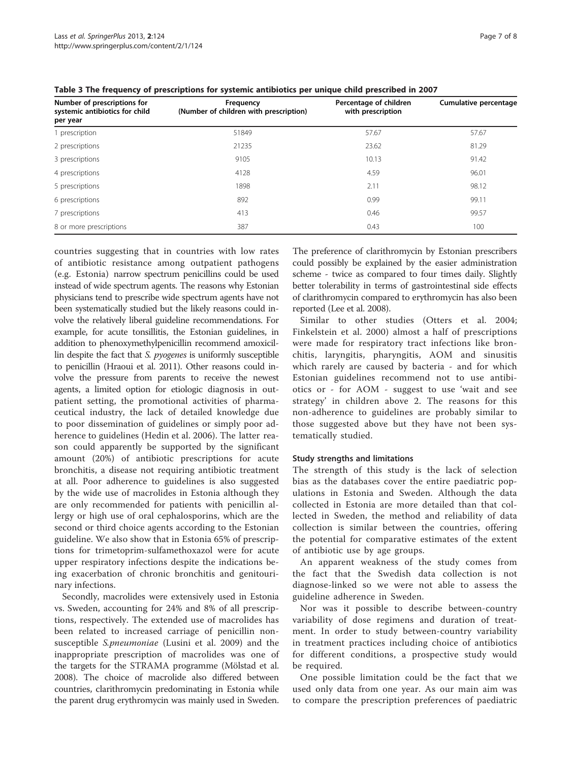**Table 3 The frequency of prescriptions for systemic antibiotics per unique child prescribed in 2007**

| Number of prescriptions for systemic antibiotics for child per year | Frequency (Number of children with prescription) | Percentage of children with prescription | Cumulative percentage |
|---|---|---|---|
| 1 prescription | 51849 | 57.67 | 57.67 |
| 2 prescriptions | 21235 | 23.62 | 81.29 |
| 3 prescriptions | 9105 | 10.13 | 91.42 |
| 4 prescriptions | 4128 | 4.59 | 96.01 |
| 5 prescriptions | 1898 | 2.11 | 98.12 |
| 6 prescriptions | 892 | 0.99 | 99.11 |
| 7 prescriptions | 413 | 0.46 | 99.57 |
| 8 or more prescriptions | 387 | 0.43 | 100 |

countries suggesting that in countries with low rates of antibiotic resistance among outpatient pathogens (e.g. Estonia) narrow spectrum penicillins could be used instead of wide spectrum agents. The reasons why Estonian physicians tend to prescribe wide spectrum agents have not been systematically studied but the likely reasons could involve the relatively liberal guideline recommendations. For example, for acute tonsillitis, the Estonian guidelines, in addition to phenoxymethylpenicillin recommend amoxicillin despite the fact that *S. pyogenes* is uniformly susceptible to penicillin (Hraoui et al. 2011). Other reasons could involve the pressure from parents to receive the newest agents, a limited option for etiologic diagnosis in outpatient setting, the promotional activities of pharmaceutical industry, the lack of detailed knowledge due to poor dissemination of guidelines or simply poor adherence to guidelines (Hedin et al. 2006). The latter reason could apparently be supported by the significant amount (20%) of antibiotic prescriptions for acute bronchitis, a disease not requiring antibiotic treatment at all. Poor adherence to guidelines is also suggested by the wide use of macrolides in Estonia although they are only recommended for patients with penicillin allergy or high use of oral cephalosporins, which are the second or third choice agents according to the Estonian guideline. We also show that in Estonia 65% of prescriptions for trimetoprim-sulfamethoxazol were for acute upper respiratory infections despite the indications being exacerbation of chronic bronchitis and genitourinary infections.

Secondly, macrolides were extensively used in Estonia vs. Sweden, accounting for 24% and 8% of all prescriptions, respectively. The extended use of macrolides has been related to increased carriage of penicillin non-susceptible *S.pneumoniae* (Lusini et al. 2009) and the inappropriate prescription of macrolides was one of the targets for the STRAMA programme (Mölstad et al. 2008). The choice of macrolide also differed between countries, clarithromycin predominating in Estonia while the parent drug erythromycin was mainly used in Sweden. The preference of clarithromycin by Estonian prescribers could possibly be explained by the easier administration scheme - twice as compared to four times daily. Slightly better tolerability in terms of gastrointestinal side effects of clarithromycin compared to erythromycin has also been reported (Lee et al. 2008).

Similar to other studies (Otters et al. 2004; Finkelstein et al. 2000) almost a half of prescriptions were made for respiratory tract infections like bronchitis, laryngitis, pharyngitis, AOM and sinusitis which rarely are caused by bacteria - and for which Estonian guidelines recommend not to use antibiotics or - for AOM - suggest to use 'wait and see strategy' in children above 2. The reasons for this non-adherence to guidelines are probably similar to those suggested above but they have not been systematically studied.

### Study strengths and limitations

The strength of this study is the lack of selection bias as the databases cover the entire paediatric populations in Estonia and Sweden. Although the data collected in Estonia are more detailed than that collected in Sweden, the method and reliability of data collection is similar between the countries, offering the potential for comparative estimates of the extent of antibiotic use by age groups.

An apparent weakness of the study comes from the fact that the Swedish data collection is not diagnose-linked so we were not able to assess the guideline adherence in Sweden.

Nor was it possible to describe between-country variability of dose regimens and duration of treatment. In order to study between-country variability in treatment practices including choice of antibiotics for different conditions, a prospective study would be required.

One possible limitation could be the fact that we used only data from one year. As our main aim was to compare the prescription preferences of paediatric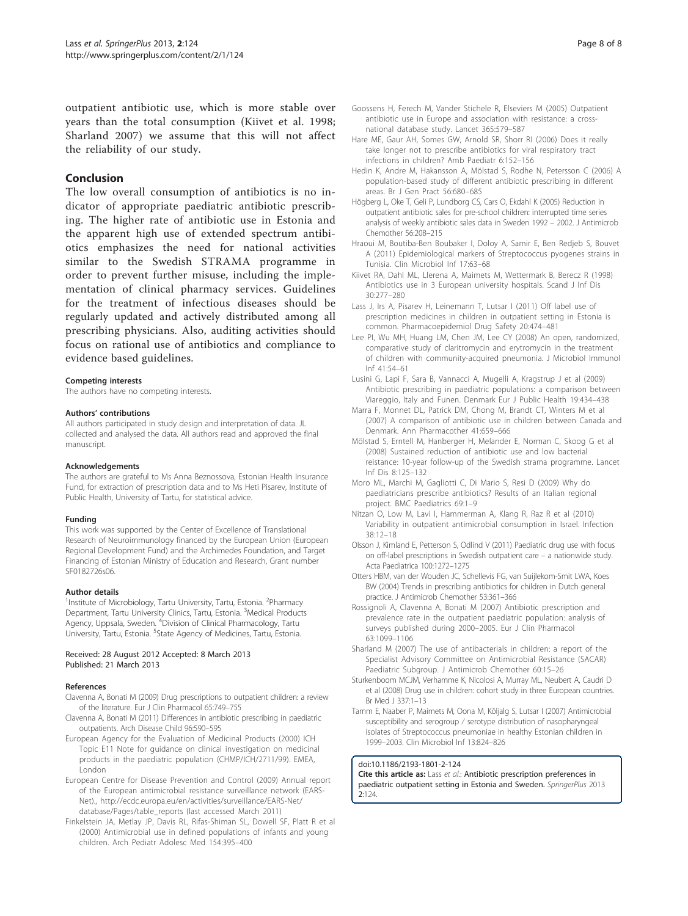outpatient antibiotic use, which is more stable over years than the total consumption (Kiivet et al. 1998; Sharland 2007) we assume that this will not affect the reliability of our study.

## Conclusion

The low overall consumption of antibiotics is no indicator of appropriate paediatric antibiotic prescribing. The higher rate of antibiotic use in Estonia and the apparent high use of extended spectrum antibiotics emphasizes the need for national activities similar to the Swedish STRAMA programme in order to prevent further misuse, including the implementation of clinical pharmacy services. Guidelines for the treatment of infectious diseases should be regularly updated and actively distributed among all prescribing physicians. Also, auditing activities should focus on rational use of antibiotics and compliance to evidence based guidelines.

#### Competing interests

The authors have no competing interests.

#### Authors' contributions

All authors participated in study design and interpretation of data. JL collected and analysed the data. All authors read and approved the final manuscript.

#### Acknowledgements

The authors are grateful to Ms Anna Beznossova, Estonian Health Insurance Fund, for extraction of prescription data and to Ms Heti Pisarev, Institute of Public Health, University of Tartu, for statistical advice.

#### Funding

This work was supported by the Center of Excellence of Translational Research of Neuroimmunology financed by the European Union (European Regional Development Fund) and the Archimedes Foundation, and Target Financing of Estonian Ministry of Education and Research, Grant number SF0182726s06.

#### Author details

[1]Institute of Microbiology, Tartu University, Tartu, Estonia. [2]Pharmacy Department, Tartu University Clinics, Tartu, Estonia. [3]Medical Products Agency, Uppsala, Sweden. [4]Division of Clinical Pharmacology, Tartu University, Tartu, Estonia. [5]State Agency of Medicines, Tartu, Estonia.

Received: 28 August 2012 Accepted: 8 March 2013
Published: 21 March 2013

#### References

Clavenna A, Bonati M (2009) Drug prescriptions to outpatient children: a review of the literature. Eur J Clin Pharmacol 65:749–755

Clavenna A, Bonati M (2011) Differences in antibiotic prescribing in paediatric outpatients. Arch Disease Child 96:590–595

European Agency for the Evaluation of Medicinal Products (2000) ICH Topic E11 Note for guidance on clinical investigation on medicinal products in the paediatric population (CHMP/ICH/2711/99). EMEA, London

European Centre for Disease Prevention and Control (2009) Annual report of the European antimicrobial resistance surveillance network (EARS-Net)., http://ecdc.europa.eu/en/activities/surveillance/EARS-Net/database/Pages/table_reports (last accessed March 2011)

Finkelstein JA, Metlay JP, Davis RL, Rifas-Shiman SL, Dowell SF, Platt R et al (2000) Antimicrobial use in defined populations of infants and young children. Arch Pediatr Adolesc Med 154:395–400

Goossens H, Ferech M, Vander Stichele R, Elseviers M (2005) Outpatient antibiotic use in Europe and association with resistance: a cross-national database study. Lancet 365:579–587

Hare ME, Gaur AH, Somes GW, Arnold SR, Shorr RI (2006) Does it really take longer not to prescribe antibiotics for viral respiratory tract infections in children? Amb Paediatr 6:152–156

Hedin K, Andre M, Hakansson A, Mölstad S, Rodhe N, Petersson C (2006) A population-based study of different antibiotic prescribing in different areas. Br J Gen Pract 56:680–685

Högberg L, Oke T, Geli P, Lundborg CS, Cars O, Ekdahl K (2005) Reduction in outpatient antibiotic sales for pre-school children: interrupted time series analysis of weekly antibiotic sales data in Sweden 1992 – 2002. J Antimicrob Chemother 56:208–215

Hraoui M, Boutiba-Ben Boubaker I, Doloy A, Samir E, Ben Redjeb S, Bouvet A (2011) Epidemiological markers of Streptococcus pyogenes strains in Tunisia. Clin Microbiol Inf 17:63–68

Kiivet RA, Dahl ML, Llerena A, Maimets M, Wettermark B, Berecz R (1998) Antibiotics use in 3 European university hospitals. Scand J Inf Dis 30:277–280

Lass J, Irs A, Pisarev H, Leinemann T, Lutsar I (2011) Off label use of prescription medicines in children in outpatient setting in Estonia is common. Pharmacoepidemiol Drug Safety 20:474–481

Lee PI, Wu MH, Huang LM, Chen JM, Lee CY (2008) An open, randomized, comparative study of claritromycin and erytromycin in the treatment of children with community-acquired pneumonia. J Microbiol Immunol Inf 41:54–61

Lusini G, Lapi F, Sara B, Vannacci A, Mugelli A, Kragstrup J et al (2009) Antibiotic prescribing in paediatric populations: a comparison between Viareggio, Italy and Funen. Denmark Eur J Public Health 19:434–438

Marra F, Monnet DL, Patrick DM, Chong M, Brandt CT, Winters M et al (2007) A comparison of antibiotic use in children between Canada and Denmark. Ann Pharmacother 41:659–666

Mölstad S, Erntell M, Hanberger H, Melander E, Norman C, Skoog G et al (2008) Sustained reduction of antibiotic use and low bacterial reistance: 10-year follow-up of the Swedish strama programme. Lancet Inf Dis 8:125–132

Moro ML, Marchi M, Gagliotti C, Di Mario S, Resi D (2009) Why do paediatricians prescribe antibiotics? Results of an Italian regional project. BMC Paediatrics 69:1–9

Nitzan O, Low M, Lavi I, Hammerman A, Klang R, Raz R et al (2010) Variability in outpatient antimicrobial consumption in Israel. Infection 38:12–18

Olsson J, Kimland E, Petterson S, Odlind V (2011) Paediatric drug use with focus on off-label prescriptions in Swedish outpatient care – a nationwide study. Acta Paediatrica 100:1272–1275

Otters HBM, van der Wouden JC, Schellevis FG, van Suijlekom-Smit LWA, Koes BW (2004) Trends in prescribing antibiotics for children in Dutch general practice. J Antimicrob Chemother 53:361–366

Rossignoli A, Clavenna A, Bonati M (2007) Antibiotic prescription and prevalence rate in the outpatient paediatric population: analysis of surveys published during 2000–2005. Eur J Clin Pharmacol 63:1099–1106

Sharland M (2007) The use of antibacterials in children: a report of the Specialist Advisory Committee on Antimicrobial Resistance (SACAR) Paediatric Subgroup. J Antimicrob Chemother 60:15–26

Sturkenboom MCJM, Verhamme K, Nicolosi A, Murray ML, Neubert A, Caudri D et al (2008) Drug use in children: cohort study in three European countries. Br Med J 337:1–13

Tamm E, Naaber P, Maimets M, Oona M, Kõljalg S, Lutsar I (2007) Antimicrobial susceptibility and serogroup / serotype distribution of nasopharyngeal isolates of Streptococcus pneumoniae in healthy Estonian children in 1999–2003. Clin Microbiol Inf 13:824–826

doi:10.1186/2193-1801-2-124

**Cite this article as:** Lass *et al.*: Antibiotic prescription preferences in paediatric outpatient setting in Estonia and Sweden. *SpringerPlus* 2013 2:124.